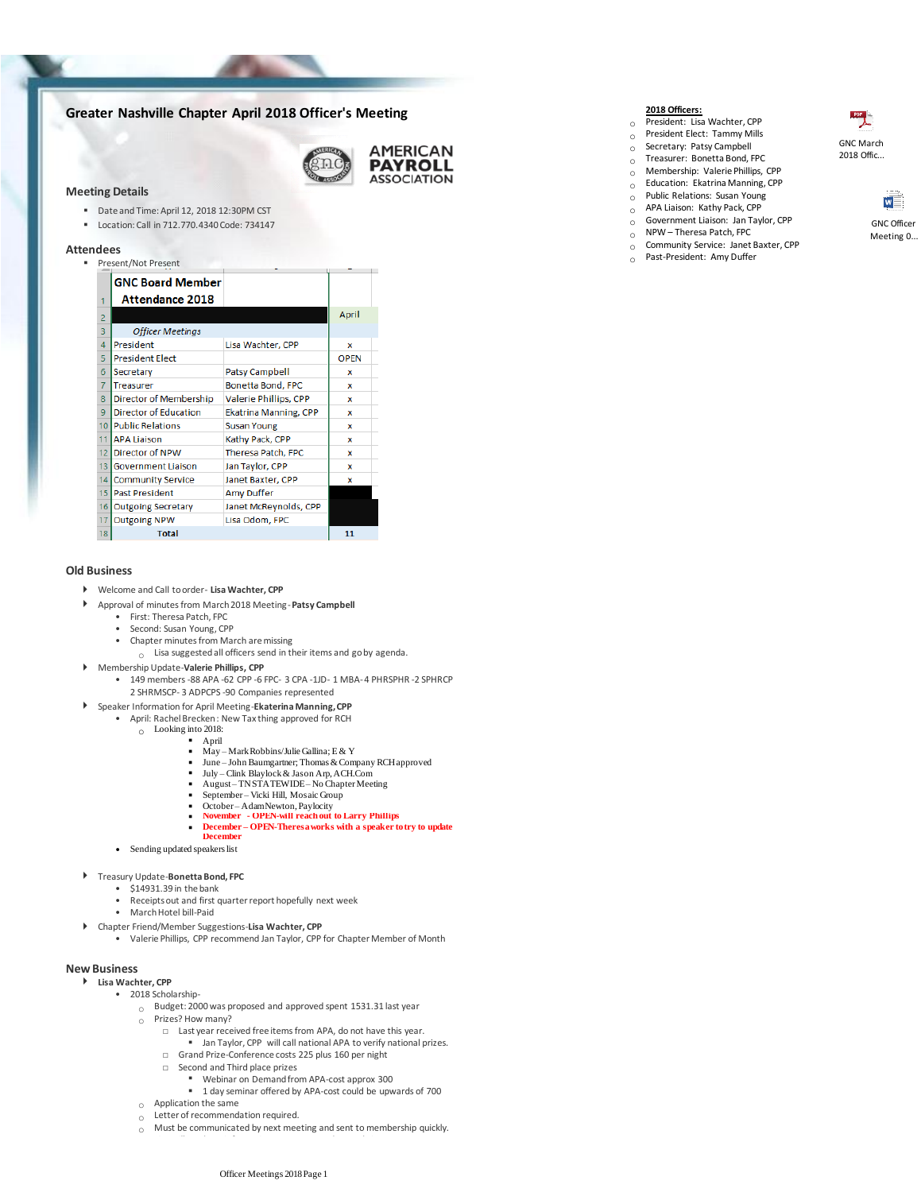# Greater Nashville Chapter April 2018 Officer's Meeting

**2018 Officers:**

- President: Lisa Wachter, CPP
- President Elect: Tammy Mills
- Secretary: Patsy Campbell
- Treasurer: Bonetta Bond, FPC
- Membership: Valerie Phillips, CPP
- Education: Ekatrina Manning, CPP
- Public Relations: Susan Young
- APA Liaison: Kathy Pack, CPP
- Government Liaison: Jan Taylor, CPP
- NPW – Theresa Patch, FPC
- Community Service: Janet Baxter, CPP
- Past-President: Amy Duffer

GNC March 2018 Offic...

GNC Officer Meeting 0...

## Meeting Details

- Date and Time: April 12, 2018 12:30PM CST
- Location: Call in 712.770.4340 Code: 734147

## Attendees

- Present/Not Present

| | GNC Board Member Attendance 2018 | | |
|---|---|---|---|
| 1 | | | |
| 2 | | | April |
| 3 | *Officer Meetings* | | |
| 4 | President | Lisa Wachter, CPP | x |
| 5 | President Elect | | OPEN |
| 6 | Secretary | Patsy Campbell | x |
| 7 | Treasurer | Bonetta Bond, FPC | x |
| 8 | Director of Membership | Valerie Phillips, CPP | x |
| 9 | Director of Education | Ekatrina Manning, CPP | x |
| 10 | Public Relations | Susan Young | x |
| 11 | APA Liaison | Kathy Pack, CPP | x |
| 12 | Director of NPW | Theresa Patch, FPC | x |
| 13 | Government Liaison | Jan Taylor, CPP | x |
| 14 | Community Service | Janet Baxter, CPP | x |
| 15 | Past President | Amy Duffer | |
| 16 | Outgoing Secretary | Janet McReynolds, CPP | |
| 17 | Outgoing NPW | Lisa Odom, FPC | |
| 18 | Total | | 11 |

## Old Business

- Welcome and Call to order- **Lisa Wachter, CPP**
- Approval of minutes from March 2018 Meeting- **Patsy Campbell**
  - First: Theresa Patch, FPC
  - Second: Susan Young, CPP
  - Chapter minutes from March are missing
    - Lisa suggested all officers send in their items and go by agenda.
- Membership Update-**Valerie Phillips, CPP**
  - 149 members -88 APA -62 CPP -6 FPC- 3 CPA -1JD- 1 MBA- 4 PHRSPHR -2 SPHRCP 2 SHRMSCP- 3 ADPCPS -90 Companies represented
- Speaker Information for April Meeting-**Ekaterina Manning, CPP**
  - April: Rachel Brecken : New Tax thing approved for RCH
    - Looking into 2018:
      - April
      - May – Mark Robbins/Julie Gallina; E & Y
      - June – John Baumgartner; Thomas & Company RCH approved
      - July – Clink Blaylock & Jason Arp, ACH.Com
      - August – TN STATEWIDE – No Chapter Meeting
      - September – Vicki Hill, Mosaic Group
      - October – Adam Newton, Paylocity
      - **November - OPEN-will reach out to Larry Phillips**
      - **December – OPEN-Theresa works with a speaker to try to update December**
  - Sending updated speakers list
- Treasury Update-**Bonetta Bond, FPC**
  - $14931.39 in the bank
  - Receipts out and first quarter report hopefully next week
  - March Hotel bill-Paid
- Chapter Friend/Member Suggestions-**Lisa Wachter, CPP**
  - Valerie Phillips, CPP recommend Jan Taylor, CPP for Chapter Member of Month

## New Business

- **Lisa Wachter, CPP**
  - 2018 Scholarship-
    - Budget: 2000 was proposed and approved spent 1531.31 last year
    - Prizes? How many?
      - Last year received free items from APA, do not have this year.
        - Jan Taylor, CPP will call national APA to verify national prizes.
      - Grand Prize-Conference costs 225 plus 160 per night
      - Second and Third place prizes
        - Webinar on Demand from APA-cost approx 300
        - 1 day seminar offered by APA-cost could be upwards of 700
    - Application the same
    - Letter of recommendation required.
    - Must be communicated by next meeting and sent to membership quickly.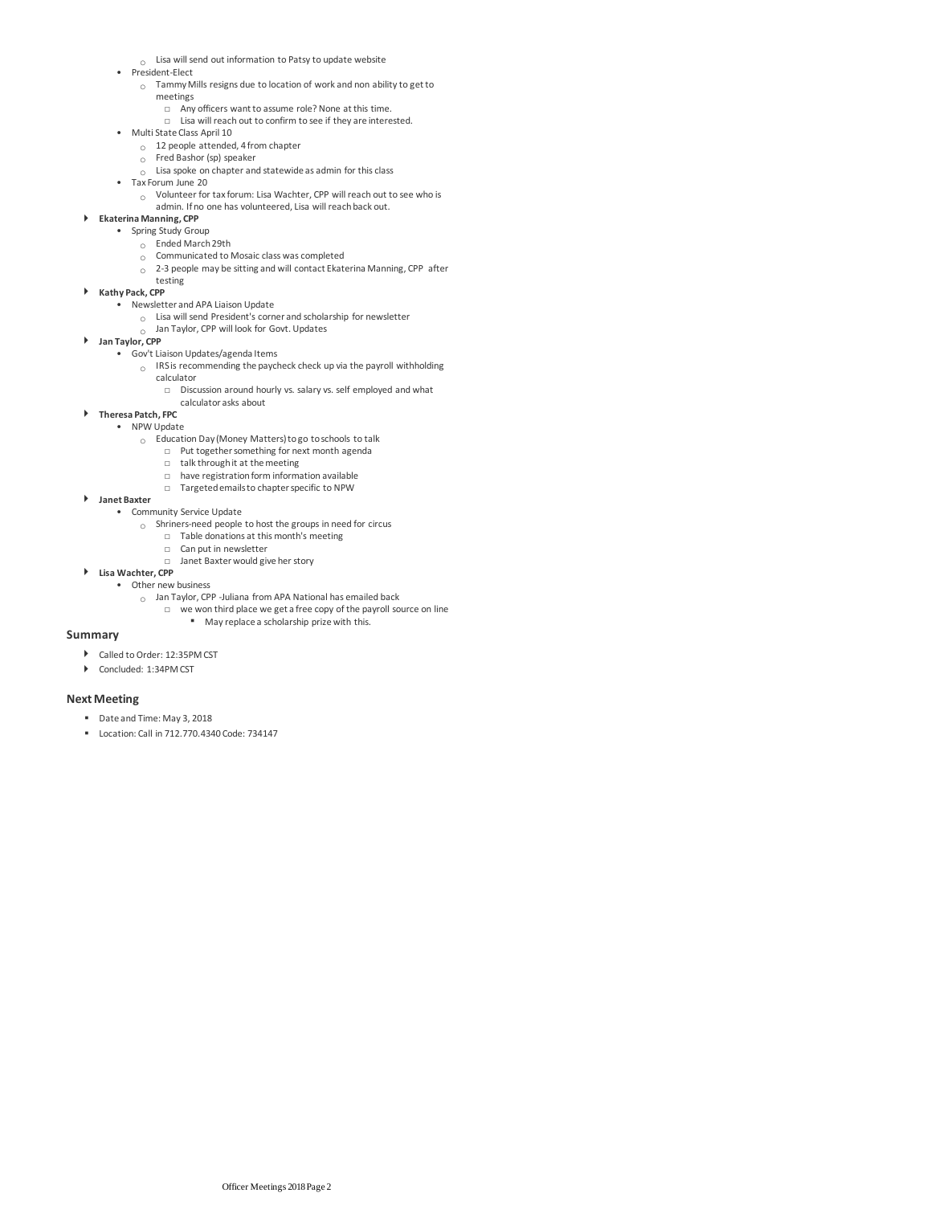- Lisa will send out information to Patsy to update website
- President-Elect
  - Tammy Mills resigns due to location of work and non ability to get to meetings
    - Any officers want to assume role? None at this time.
    - Lisa will reach out to confirm to see if they are interested.
- Multi State Class April 10
  - 12 people attended, 4 from chapter
  - Fred Bashor (sp) speaker
  - Lisa spoke on chapter and statewide as admin for this class
- Tax Forum June 20
  - Volunteer for tax forum: Lisa Wachter, CPP will reach out to see who is admin. If no one has volunteered, Lisa will reach back out.

- **Ekaterina Manning, CPP**
  - Spring Study Group
    - Ended March 29th
    - Communicated to Mosaic class was completed
    - 2-3 people may be sitting and will contact Ekaterina Manning, CPP after testing
- **Kathy Pack, CPP**
  - Newsletter and APA Liaison Update
    - Lisa will send President's corner and scholarship for newsletter
    - Jan Taylor, CPP will look for Govt. Updates
- **Jan Taylor, CPP**
  - Gov't Liaison Updates/agenda Items
    - IRS is recommending the paycheck check up via the payroll withholding calculator
      - Discussion around hourly vs. salary vs. self employed and what calculator asks about
- **Theresa Patch, FPC**
  - NPW Update
    - Education Day (Money Matters) to go to schools to talk
      - Put together something for next month agenda
      - talk through it at the meeting
      - have registration form information available
      - Targeted emails to chapter specific to NPW
- **Janet Baxter**
  - Community Service Update
    - Shriners-need people to host the groups in need for circus
      - Table donations at this month's meeting
      - Can put in newsletter
      - Janet Baxter would give her story
- **Lisa Wachter, CPP**
  - Other new business
    - Jan Taylor, CPP -Juliana from APA National has emailed back
      - we won third place we get a free copy of the payroll source on line
        - May replace a scholarship prize with this.

## Summary

- Called to Order: 12:35PM CST
- Concluded: 1:34PM CST

## Next Meeting

- Date and Time: May 3, 2018
- Location: Call in 712.770.4340 Code: 734147